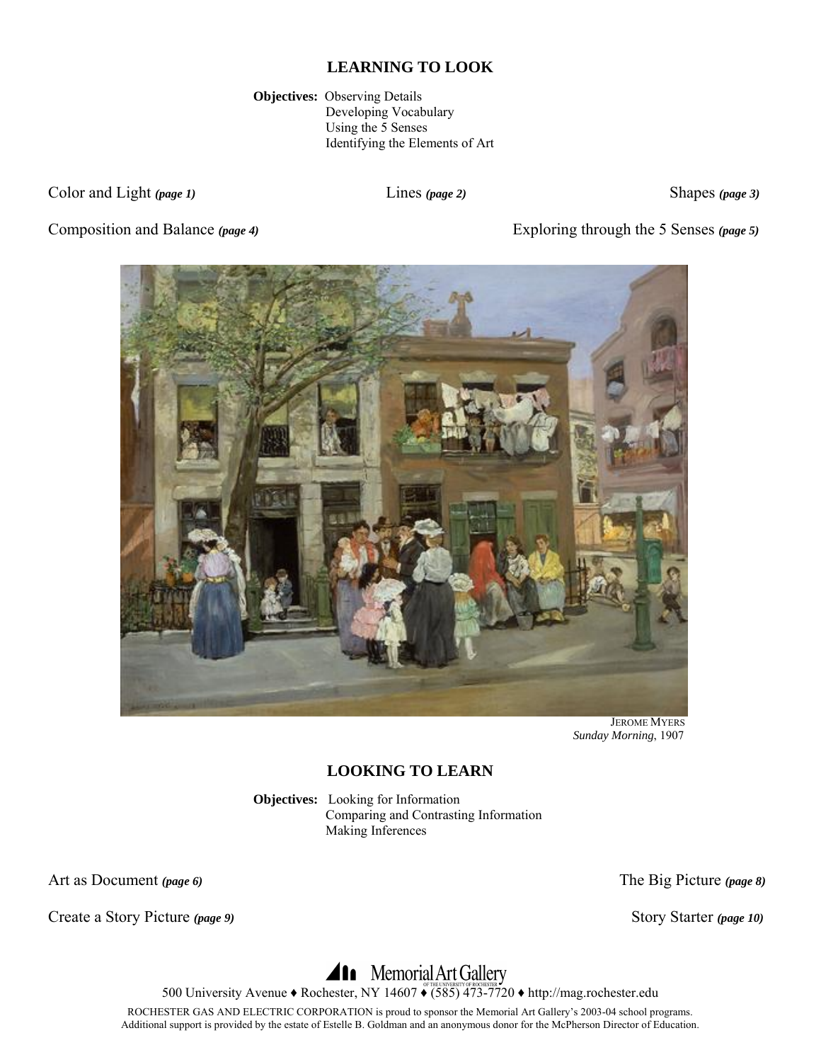## LEARNING TO LOOK

**Objectives:** Observing Details
Developing Vocabulary
Using the 5 Senses
Identifying the Elements of Art

Color and Light ***(page 1)***

Lines ***(page 2)***

Shapes ***(page 3)***

Composition and Balance ***(page 4)***

Exploring through the 5 Senses ***(page 5)***

JEROME MYERS
*Sunday Morning*, 1907

## LOOKING TO LEARN

**Objectives:** Looking for Information
Comparing and Contrasting Information
Making Inferences

Art as Document ***(page 6)***

The Big Picture ***(page 8)***

Create a Story Picture ***(page 9)***

Story Starter ***(page 10)***

Memorial Art Gallery OF THE UNIVERSITY OF ROCHESTER

500 University Avenue ♦ Rochester, NY 14607 ♦ (585) 473-7720 ♦ http://mag.rochester.edu

ROCHESTER GAS AND ELECTRIC CORPORATION is proud to sponsor the Memorial Art Gallery's 2003-04 school programs.
Additional support is provided by the estate of Estelle B. Goldman and an anonymous donor for the McPherson Director of Education.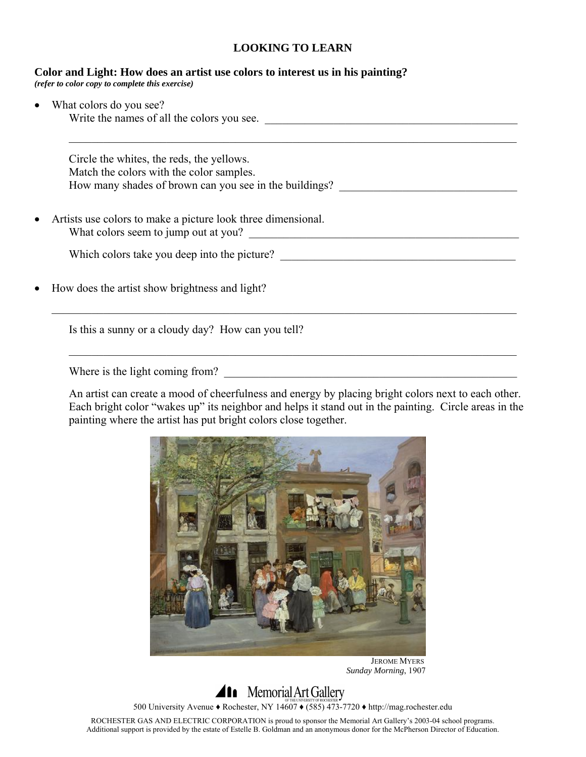# LOOKING TO LEARN

**Color and Light: How does an artist use colors to interest us in his painting?**
***(refer to color copy to complete this exercise)***

- What colors do you see?
  Write the names of all the colors you see. ______________________________________________

  ________________________________________________________________________________

  Circle the whites, the reds, the yellows.
  Match the colors with the color samples.
  How many shades of brown can you see in the buildings? ______________________________

- Artists use colors to make a picture look three dimensional.
  What colors seem to jump out at you? ______________________________________________

  Which colors take you deep into the picture? _________________________________________

- How does the artist show brightness and light?

  ________________________________________________________________________________

  Is this a sunny or a cloudy day? How can you tell?

  ________________________________________________________________________________

  Where is the light coming from? ___________________________________________________

  An artist can create a mood of cheerfulness and energy by placing bright colors next to each other. Each bright color "wakes up" its neighbor and helps it stand out in the painting. Circle areas in the painting where the artist has put bright colors close together.

JEROME MYERS
*Sunday Morning*, 1907

Memorial Art Gallery
OF THE UNIVERSITY OF ROCHESTER

500 University Avenue ♦ Rochester, NY 14607 ♦ (585) 473-7720 ♦ http://mag.rochester.edu

ROCHESTER GAS AND ELECTRIC CORPORATION is proud to sponsor the Memorial Art Gallery's 2003-04 school programs. Additional support is provided by the estate of Estelle B. Goldman and an anonymous donor for the McPherson Director of Education.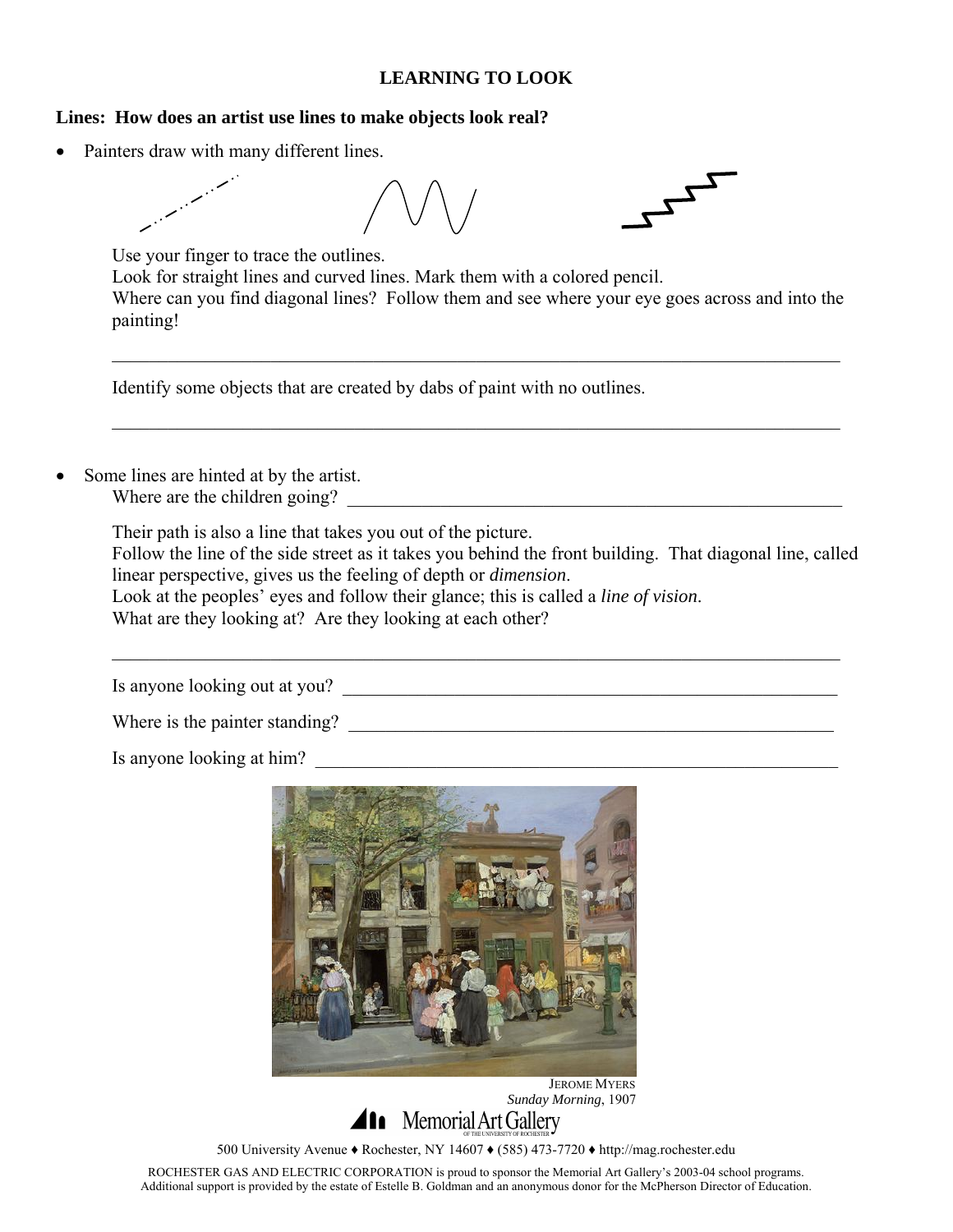**LEARNING TO LOOK**

**Lines: How does an artist use lines to make objects look real?**

- Painters draw with many different lines.

  Use your finger to trace the outlines.
  Look for straight lines and curved lines. Mark them with a colored pencil.
  Where can you find diagonal lines? Follow them and see where your eye goes across and into the painting!

  ________________________________________________________________________________

  Identify some objects that are created by dabs of paint with no outlines.

  ________________________________________________________________________________

- Some lines are hinted at by the artist.
  Where are the children going? ______________________________________________________

  Their path is also a line that takes you out of the picture.
  Follow the line of the side street as it takes you behind the front building. That diagonal line, called linear perspective, gives us the feeling of depth or *dimension*.
  Look at the peoples' eyes and follow their glance; this is called a *line of vision*.
  What are they looking at? Are they looking at each other?

  ________________________________________________________________________________

  Is anyone looking out at you? ______________________________________________________

  Where is the painter standing? _____________________________________________________

  Is anyone looking at him? _________________________________________________________

JEROME MYERS
*Sunday Morning*, 1907

Memorial Art Gallery

500 University Avenue ♦ Rochester, NY 14607 ♦ (585) 473-7720 ♦ http://mag.rochester.edu

ROCHESTER GAS AND ELECTRIC CORPORATION is proud to sponsor the Memorial Art Gallery's 2003-04 school programs.
Additional support is provided by the estate of Estelle B. Goldman and an anonymous donor for the McPherson Director of Education.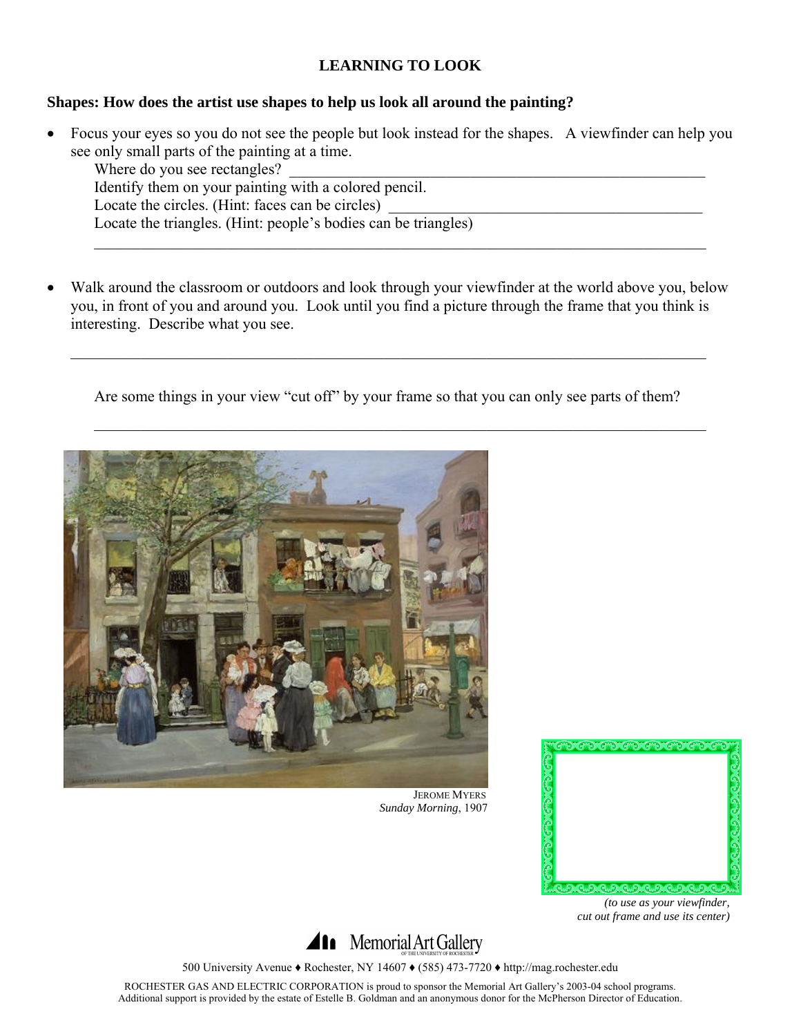## LEARNING TO LOOK

**Shapes: How does the artist use shapes to help us look all around the painting?**

- Focus your eyes so you do not see the people but look instead for the shapes. A viewfinder can help you see only small parts of the painting at a time.
  Where do you see rectangles? ___________________________________________________________
  Identify them on your painting with a colored pencil.
  Locate the circles. (Hint: faces can be circles) _____________________________________________
  Locate the triangles. (Hint: people's bodies can be triangles)
  _____________________________________________________________________________________

- Walk around the classroom or outdoors and look through your viewfinder at the world above you, below you, in front of you and around you. Look until you find a picture through the frame that you think is interesting. Describe what you see.

  _____________________________________________________________________________________

  Are some things in your view "cut off" by your frame so that you can only see parts of them?

  _____________________________________________________________________________________

JEROME MYERS
*Sunday Morning*, 1907

*(to use as your viewfinder, cut out frame and use its center)*

Memorial Art Gallery
OF THE UNIVERSITY OF ROCHESTER

500 University Avenue ♦ Rochester, NY 14607 ♦ (585) 473-7720 ♦ http://mag.rochester.edu

ROCHESTER GAS AND ELECTRIC CORPORATION is proud to sponsor the Memorial Art Gallery's 2003-04 school programs.
Additional support is provided by the estate of Estelle B. Goldman and an anonymous donor for the McPherson Director of Education.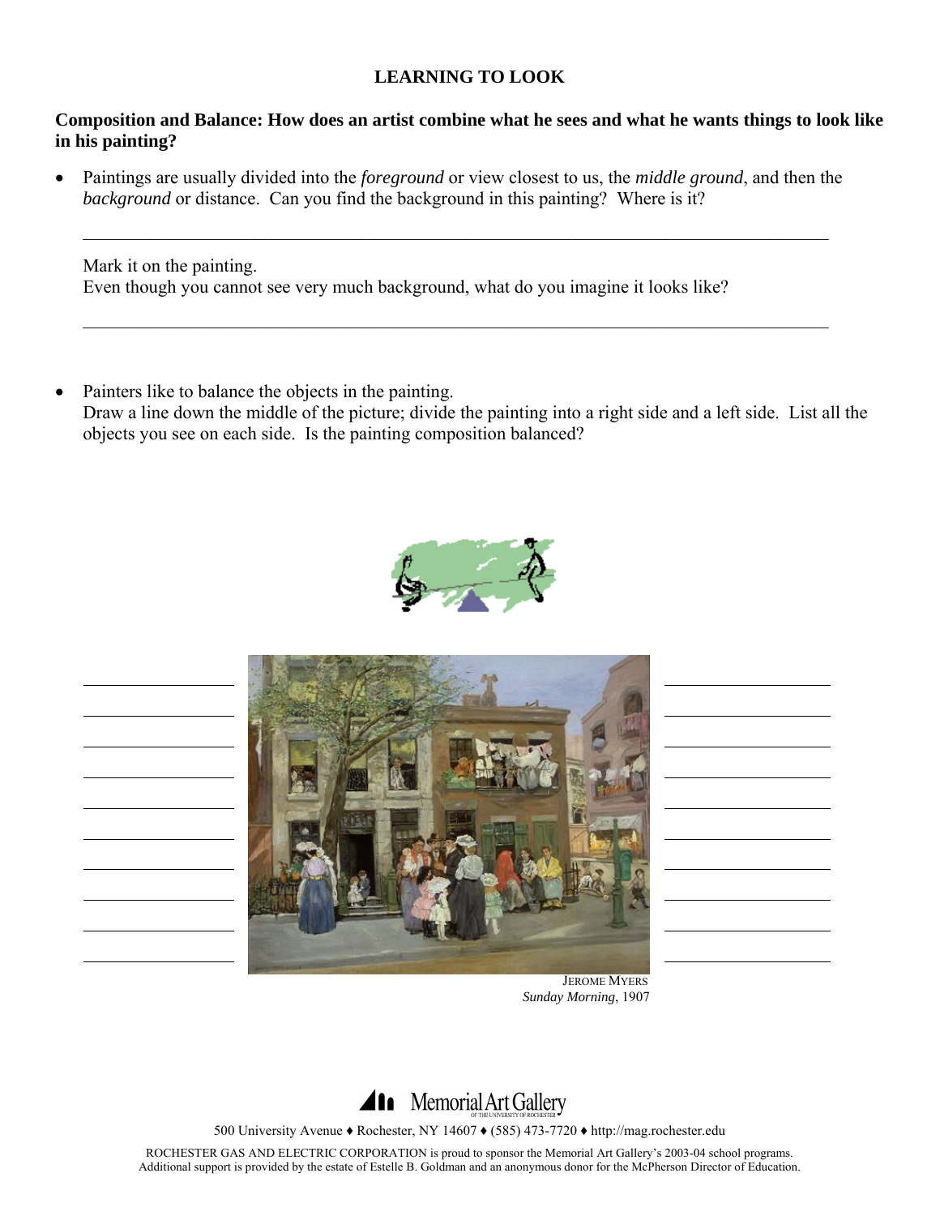**LEARNING TO LOOK**

**Composition and Balance: How does an artist combine what he sees and what he wants things to look like in his painting?**

- Paintings are usually divided into the *foreground* or view closest to us, the *middle ground*, and then the *background* or distance. Can you find the background in this painting? Where is it?

  ______________________________________________________________________

  Mark it on the painting.
  Even though you cannot see very much background, what do you imagine it looks like?

  ______________________________________________________________________

- Painters like to balance the objects in the painting.
  Draw a line down the middle of the picture; divide the painting into a right side and a left side. List all the objects you see on each side. Is the painting composition balanced?

| | |
|---|---|
| ____________ | ____________ |
| ____________ | ____________ |
| ____________ | ____________ |
| ____________ | ____________ |
| ____________ | ____________ |
| ____________ | ____________ |
| ____________ | ____________ |
| ____________ | ____________ |
| ____________ | ____________ |
| ____________ | ____________ |

JEROME MYERS
*Sunday Morning*, 1907

Memorial Art Gallery OF THE UNIVERSITY OF ROCHESTER

500 University Avenue ♦ Rochester, NY 14607 ♦ (585) 473-7720 ♦ http://mag.rochester.edu

ROCHESTER GAS AND ELECTRIC CORPORATION is proud to sponsor the Memorial Art Gallery's 2003-04 school programs. Additional support is provided by the estate of Estelle B. Goldman and an anonymous donor for the McPherson Director of Education.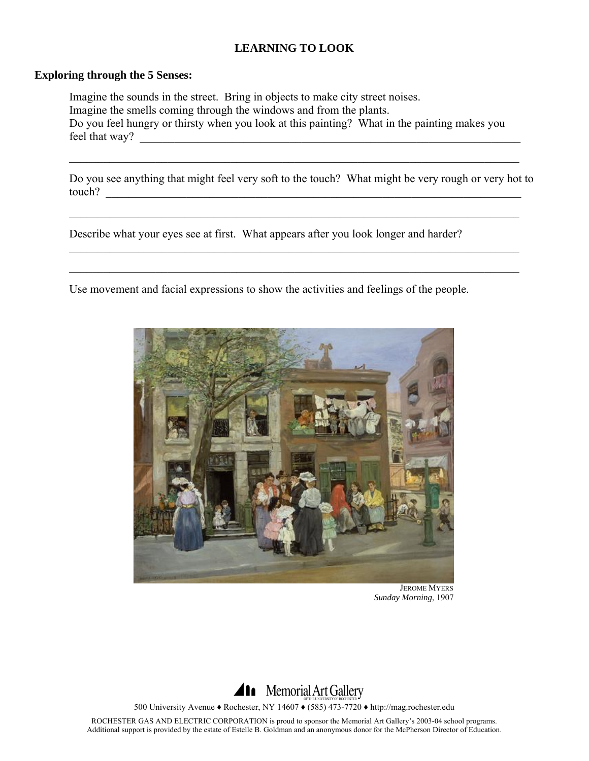# LEARNING TO LOOK

**Exploring through the 5 Senses:**

Imagine the sounds in the street. Bring in objects to make city street noises.
Imagine the smells coming through the windows and from the plants.
Do you feel hungry or thirsty when you look at this painting? What in the painting makes you feel that way? ______________________________________________________________________

______________________________________________________________________

Do you see anything that might feel very soft to the touch? What might be very rough or very hot to touch? ______________________________________________________________________

______________________________________________________________________

Describe what your eyes see at first. What appears after you look longer and harder?

______________________________________________________________________

______________________________________________________________________

Use movement and facial expressions to show the activities and feelings of the people.

JEROME MYERS
*Sunday Morning*, 1907

Memorial Art Gallery OF THE UNIVERSITY OF ROCHESTER

500 University Avenue ♦ Rochester, NY 14607 ♦ (585) 473-7720 ♦ http://mag.rochester.edu

ROCHESTER GAS AND ELECTRIC CORPORATION is proud to sponsor the Memorial Art Gallery's 2003-04 school programs. Additional support is provided by the estate of Estelle B. Goldman and an anonymous donor for the McPherson Director of Education.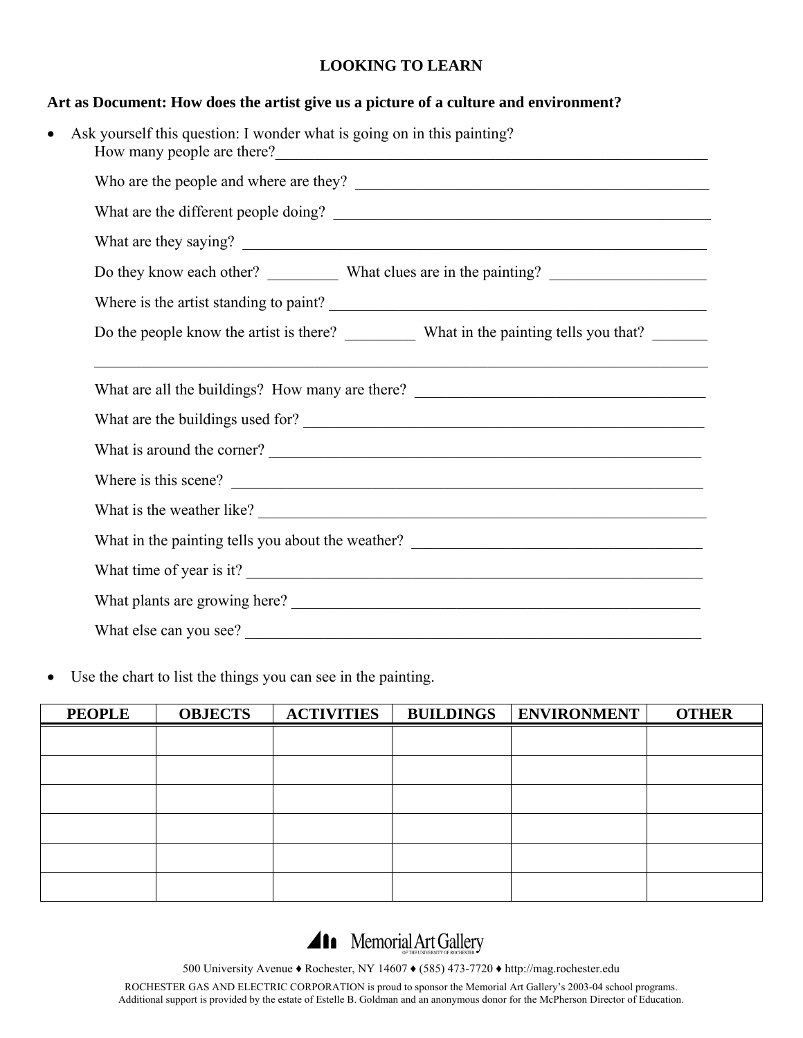# LOOKING TO LEARN

**Art as Document: How does the artist give us a picture of a culture and environment?**

- Ask yourself this question: I wonder what is going on in this painting?

  How many people are there?\_\_\_\_\_\_\_\_\_\_\_\_\_\_\_\_\_\_\_\_\_\_\_\_\_\_\_\_\_\_\_\_\_\_\_\_\_\_\_\_

  Who are the people and where are they? \_\_\_\_\_\_\_\_\_\_\_\_\_\_\_\_\_\_\_\_\_\_\_\_\_\_\_\_\_\_\_\_

  What are the different people doing? \_\_\_\_\_\_\_\_\_\_\_\_\_\_\_\_\_\_\_\_\_\_\_\_\_\_\_\_\_\_\_\_\_

  What are they saying? \_\_\_\_\_\_\_\_\_\_\_\_\_\_\_\_\_\_\_\_\_\_\_\_\_\_\_\_\_\_\_\_\_\_\_\_\_\_\_\_\_\_

  Do they know each other? \_\_\_\_\_\_ What clues are in the painting? \_\_\_\_\_\_\_\_\_\_\_\_\_

  Where is the artist standing to paint? \_\_\_\_\_\_\_\_\_\_\_\_\_\_\_\_\_\_\_\_\_\_\_\_\_\_\_\_\_\_\_\_\_

  Do the people know the artist is there? \_\_\_\_\_\_ What in the painting tells you that? \_\_\_\_\_

  \_\_\_\_\_\_\_\_\_\_\_\_\_\_\_\_\_\_\_\_\_\_\_\_\_\_\_\_\_\_\_\_\_\_\_\_\_\_\_\_\_\_\_\_\_\_\_\_\_\_\_\_\_\_\_\_\_\_

  What are all the buildings? How many are there? \_\_\_\_\_\_\_\_\_\_\_\_\_\_\_\_\_\_\_\_\_\_\_\_\_

  What are the buildings used for? \_\_\_\_\_\_\_\_\_\_\_\_\_\_\_\_\_\_\_\_\_\_\_\_\_\_\_\_\_\_\_\_\_\_\_\_

  What is around the corner? \_\_\_\_\_\_\_\_\_\_\_\_\_\_\_\_\_\_\_\_\_\_\_\_\_\_\_\_\_\_\_\_\_\_\_\_\_\_\_

  Where is this scene? \_\_\_\_\_\_\_\_\_\_\_\_\_\_\_\_\_\_\_\_\_\_\_\_\_\_\_\_\_\_\_\_\_\_\_\_\_\_\_\_\_\_\_

  What is the weather like? \_\_\_\_\_\_\_\_\_\_\_\_\_\_\_\_\_\_\_\_\_\_\_\_\_\_\_\_\_\_\_\_\_\_\_\_\_\_\_\_

  What in the painting tells you about the weather? \_\_\_\_\_\_\_\_\_\_\_\_\_\_\_\_\_\_\_\_\_\_\_\_\_

  What time of year is it? \_\_\_\_\_\_\_\_\_\_\_\_\_\_\_\_\_\_\_\_\_\_\_\_\_\_\_\_\_\_\_\_\_\_\_\_\_\_\_\_

  What plants are growing here? \_\_\_\_\_\_\_\_\_\_\_\_\_\_\_\_\_\_\_\_\_\_\_\_\_\_\_\_\_\_\_\_\_\_\_\_\_

  What else can you see? \_\_\_\_\_\_\_\_\_\_\_\_\_\_\_\_\_\_\_\_\_\_\_\_\_\_\_\_\_\_\_\_\_\_\_\_\_\_\_\_\_

- Use the chart to list the things you can see in the painting.

| PEOPLE | OBJECTS | ACTIVITIES | BUILDINGS | ENVIRONMENT | OTHER |
|---|---|---|---|---|---|
| | | | | | |
| | | | | | |
| | | | | | |
| | | | | | |
| | | | | | |
| | | | | | |

Memorial Art Gallery OF THE UNIVERSITY OF ROCHESTER

500 University Avenue ♦ Rochester, NY 14607 ♦ (585) 473-7720 ♦ http://mag.rochester.edu

ROCHESTER GAS AND ELECTRIC CORPORATION is proud to sponsor the Memorial Art Gallery's 2003-04 school programs. Additional support is provided by the estate of Estelle B. Goldman and an anonymous donor for the McPherson Director of Education.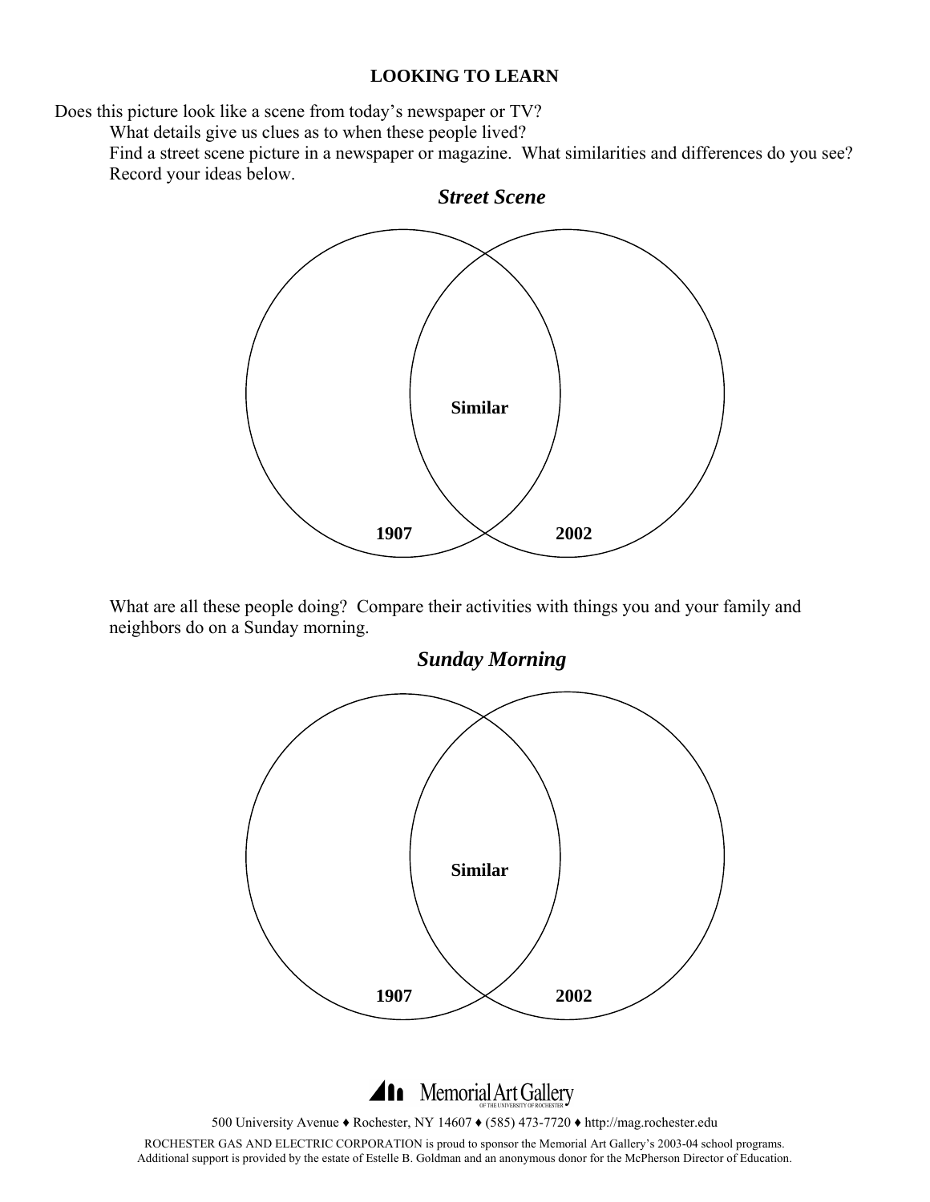## LOOKING TO LEARN

Does this picture look like a scene from today's newspaper or TV?

What details give us clues as to when these people lived?

Find a street scene picture in a newspaper or magazine. What similarities and differences do you see? Record your ideas below.

### *Street Scene*

Similar

1907

2002

What are all these people doing? Compare their activities with things you and your family and neighbors do on a Sunday morning.

### *Sunday Morning*

Similar

1907

2002

Memorial Art Gallery OF THE UNIVERSITY OF ROCHESTER

500 University Avenue ♦ Rochester, NY 14607 ♦ (585) 473-7720 ♦ http://mag.rochester.edu

ROCHESTER GAS AND ELECTRIC CORPORATION is proud to sponsor the Memorial Art Gallery's 2003-04 school programs. Additional support is provided by the estate of Estelle B. Goldman and an anonymous donor for the McPherson Director of Education.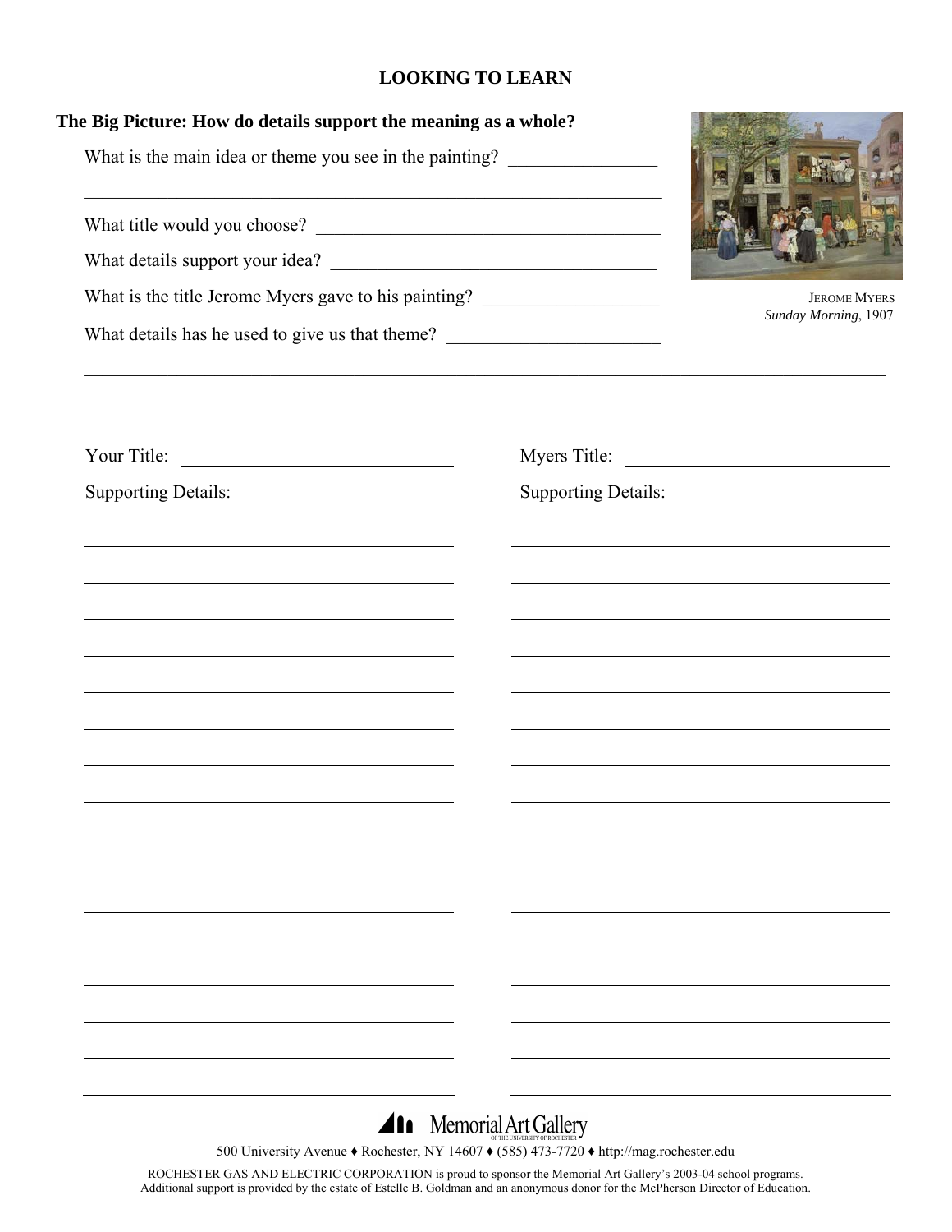# LOOKING TO LEARN

## The Big Picture: How do details support the meaning as a whole?

What is the main idea or theme you see in the painting? ________________

________________________________________________________________

What title would you choose? ________________________________________

What details support your idea? ____________________________________

What is the title Jerome Myers gave to his painting? __________________

What details has he used to give us that theme? _______________________

________________________________________________________________________________

JEROME MYERS
*Sunday Morning*, 1907

Your Title: ______________________________

Supporting Details: ______________________

________________________________________
________________________________________
________________________________________
________________________________________
________________________________________
________________________________________
________________________________________
________________________________________
________________________________________
________________________________________
________________________________________
________________________________________
________________________________________
________________________________________
________________________________________
________________________________________

Myers Title: ______________________________

Supporting Details: ______________________

________________________________________
________________________________________
________________________________________
________________________________________
________________________________________
________________________________________
________________________________________
________________________________________
________________________________________
________________________________________
________________________________________
________________________________________
________________________________________
________________________________________
________________________________________
________________________________________

Memorial Art Gallery
OF THE UNIVERSITY OF ROCHESTER

500 University Avenue ♦ Rochester, NY 14607 ♦ (585) 473-7720 ♦ http://mag.rochester.edu

ROCHESTER GAS AND ELECTRIC CORPORATION is proud to sponsor the Memorial Art Gallery's 2003-04 school programs.
Additional support is provided by the estate of Estelle B. Goldman and an anonymous donor for the McPherson Director of Education.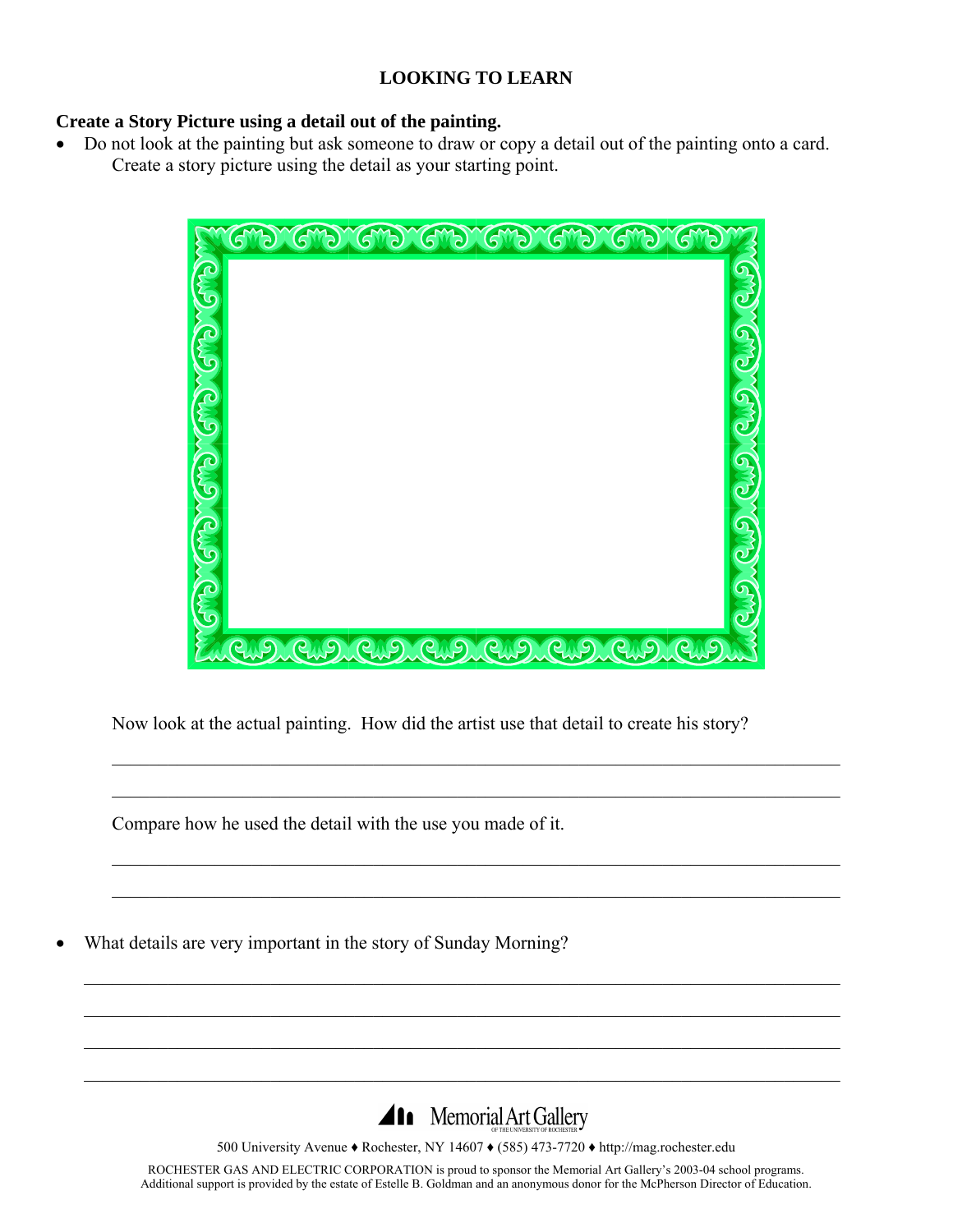**LOOKING TO LEARN**

**Create a Story Picture using a detail out of the painting.**

- Do not look at the painting but ask someone to draw or copy a detail out of the painting onto a card. Create a story picture using the detail as your starting point.

Now look at the actual painting. How did the artist use that detail to create his story?

\_\_\_\_\_\_\_\_\_\_\_\_\_\_\_\_\_\_\_\_\_\_\_\_\_\_\_\_\_\_\_\_\_\_\_\_\_\_\_\_\_\_\_\_\_\_\_\_\_\_\_\_\_\_\_\_\_\_\_\_\_\_\_\_\_\_\_\_\_\_\_\_

\_\_\_\_\_\_\_\_\_\_\_\_\_\_\_\_\_\_\_\_\_\_\_\_\_\_\_\_\_\_\_\_\_\_\_\_\_\_\_\_\_\_\_\_\_\_\_\_\_\_\_\_\_\_\_\_\_\_\_\_\_\_\_\_\_\_\_\_\_\_\_\_

Compare how he used the detail with the use you made of it.

\_\_\_\_\_\_\_\_\_\_\_\_\_\_\_\_\_\_\_\_\_\_\_\_\_\_\_\_\_\_\_\_\_\_\_\_\_\_\_\_\_\_\_\_\_\_\_\_\_\_\_\_\_\_\_\_\_\_\_\_\_\_\_\_\_\_\_\_\_\_\_\_

\_\_\_\_\_\_\_\_\_\_\_\_\_\_\_\_\_\_\_\_\_\_\_\_\_\_\_\_\_\_\_\_\_\_\_\_\_\_\_\_\_\_\_\_\_\_\_\_\_\_\_\_\_\_\_\_\_\_\_\_\_\_\_\_\_\_\_\_\_\_\_\_

- What details are very important in the story of Sunday Morning?

\_\_\_\_\_\_\_\_\_\_\_\_\_\_\_\_\_\_\_\_\_\_\_\_\_\_\_\_\_\_\_\_\_\_\_\_\_\_\_\_\_\_\_\_\_\_\_\_\_\_\_\_\_\_\_\_\_\_\_\_\_\_\_\_\_\_\_\_\_\_\_\_

\_\_\_\_\_\_\_\_\_\_\_\_\_\_\_\_\_\_\_\_\_\_\_\_\_\_\_\_\_\_\_\_\_\_\_\_\_\_\_\_\_\_\_\_\_\_\_\_\_\_\_\_\_\_\_\_\_\_\_\_\_\_\_\_\_\_\_\_\_\_\_\_

\_\_\_\_\_\_\_\_\_\_\_\_\_\_\_\_\_\_\_\_\_\_\_\_\_\_\_\_\_\_\_\_\_\_\_\_\_\_\_\_\_\_\_\_\_\_\_\_\_\_\_\_\_\_\_\_\_\_\_\_\_\_\_\_\_\_\_\_\_\_\_\_

\_\_\_\_\_\_\_\_\_\_\_\_\_\_\_\_\_\_\_\_\_\_\_\_\_\_\_\_\_\_\_\_\_\_\_\_\_\_\_\_\_\_\_\_\_\_\_\_\_\_\_\_\_\_\_\_\_\_\_\_\_\_\_\_\_\_\_\_\_\_\_\_

Memorial Art Gallery OF THE UNIVERSITY OF ROCHESTER

500 University Avenue ♦ Rochester, NY 14607 ♦ (585) 473-7720 ♦ http://mag.rochester.edu

ROCHESTER GAS AND ELECTRIC CORPORATION is proud to sponsor the Memorial Art Gallery's 2003-04 school programs. Additional support is provided by the estate of Estelle B. Goldman and an anonymous donor for the McPherson Director of Education.